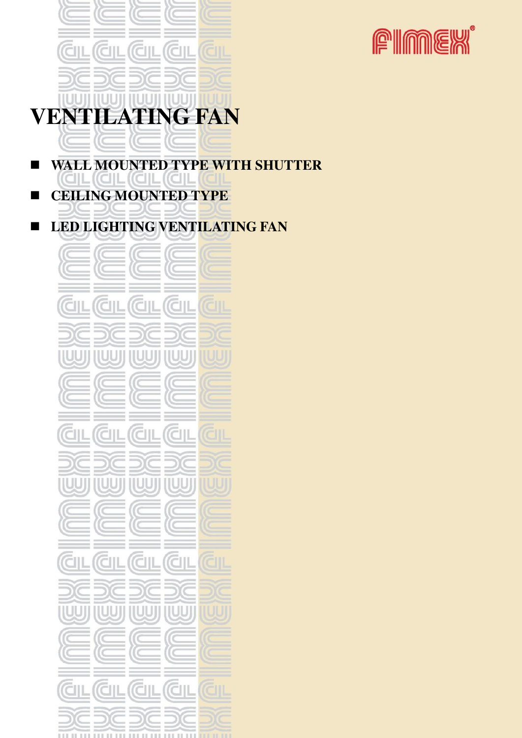FIMEX

# VENTILATING FAN

- **WALL MOUNTED TYPE WITH SHUTTER**
- **CEILING MOUNTED TYPE**
- **LED LIGHTING VENTILATING FAN**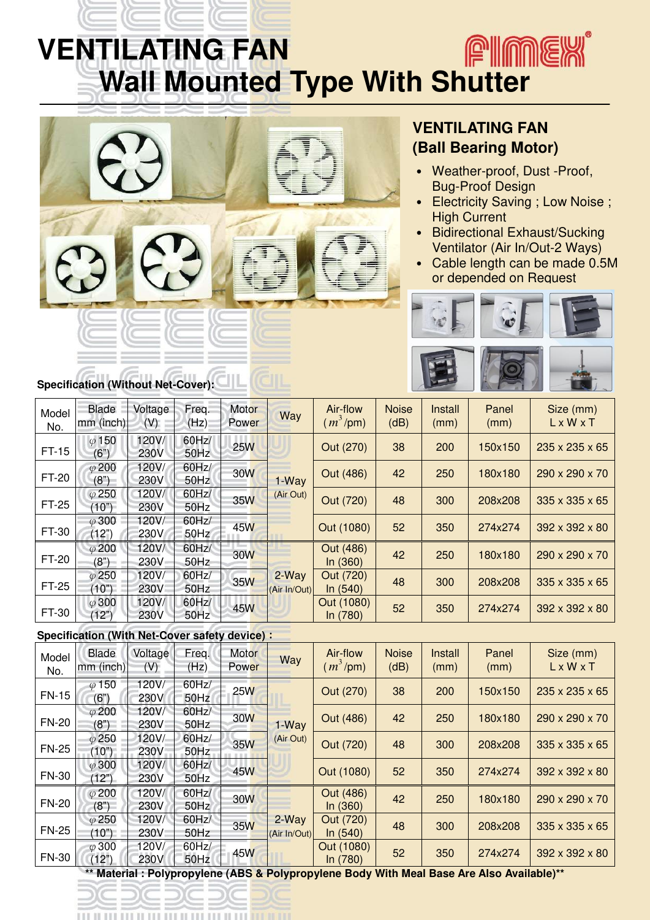# VENTILATING FAN

## Wall Mounted Type With Shutter

AIMEX®

### VENTILATING FAN (Ball Bearing Motor)

- Weather-proof, Dust -Proof, Bug-Proof Design
- Electricity Saving ; Low Noise ; High Current
- Bidirectional Exhaust/Sucking Ventilator (Air In/Out-2 Ways)
- Cable length can be made 0.5M or depended on Request

**Specification (Without Net-Cover):**

| Model No. | Blade mm (inch) | Voltage (V) | Freq. (Hz) | Motor Power | Way | Air-flow ($m^3$/pm) | Noise (dB) | Install (mm) | Panel (mm) | Size (mm) L x W x T |
|---|---|---|---|---|---|---|---|---|---|---|
| FT-15 | φ150 (6") | 120V/ 230V | 60Hz/ 50Hz | 25W | 1-Way (Air Out) | Out (270) | 38 | 200 | 150x150 | 235 x 235 x 65 |
| FT-20 | φ200 (8") | 120V/ 230V | 60Hz/ 50Hz | 30W | | Out (486) | 42 | 250 | 180x180 | 290 x 290 x 70 |
| FT-25 | φ250 (10") | 120V/ 230V | 60Hz/ 50Hz | 35W | | Out (720) | 48 | 300 | 208x208 | 335 x 335 x 65 |
| FT-30 | φ300 (12") | 120V/ 230V | 60Hz/ 50Hz | 45W | | Out (1080) | 52 | 350 | 274x274 | 392 x 392 x 80 |
| FT-20 | φ200 (8") | 120V/ 230V | 60Hz/ 50Hz | 30W | 2-Way (Air In/Out) | Out (486) In (360) | 42 | 250 | 180x180 | 290 x 290 x 70 |
| FT-25 | φ250 (10") | 120V/ 230V | 60Hz/ 50Hz | 35W | | Out (720) In (540) | 48 | 300 | 208x208 | 335 x 335 x 65 |
| FT-30 | φ300 (12") | 120V/ 230V | 60Hz/ 50Hz | 45W | | Out (1080) In (780) | 52 | 350 | 274x274 | 392 x 392 x 80 |

**Specification (With Net-Cover safety device) :**

| Model No. | Blade mm (inch) | Voltage (V) | Freq. (Hz) | Motor Power | Way | Air-flow ($m^3$/pm) | Noise (dB) | Install (mm) | Panel (mm) | Size (mm) L x W x T |
|---|---|---|---|---|---|---|---|---|---|---|
| FN-15 | φ150 (6") | 120V/ 230V | 60Hz/ 50Hz | 25W | 1-Way (Air Out) | Out (270) | 38 | 200 | 150x150 | 235 x 235 x 65 |
| FN-20 | φ200 (8") | 120V/ 230V | 60Hz/ 50Hz | 30W | | Out (486) | 42 | 250 | 180x180 | 290 x 290 x 70 |
| FN-25 | φ250 (10") | 120V/ 230V | 60Hz/ 50Hz | 35W | | Out (720) | 48 | 300 | 208x208 | 335 x 335 x 65 |
| FN-30 | φ300 (12") | 120V/ 230V | 60Hz/ 50Hz | 45W | | Out (1080) | 52 | 350 | 274x274 | 392 x 392 x 80 |
| FN-20 | φ200 (8") | 120V/ 230V | 60Hz/ 50Hz | 30W | 2-Way (Air In/Out) | Out (486) In (360) | 42 | 250 | 180x180 | 290 x 290 x 70 |
| FN-25 | φ250 (10") | 120V/ 230V | 60Hz/ 50Hz | 35W | | Out (720) In (540) | 48 | 300 | 208x208 | 335 x 335 x 65 |
| FN-30 | φ300 (12") | 120V/ 230V | 60Hz/ 50Hz | 45W | | Out (1080) In (780) | 52 | 350 | 274x274 | 392 x 392 x 80 |

**\*\* Material : Polypropylene (ABS & Polypropylene Body With Meal Base Are Also Available)\*\***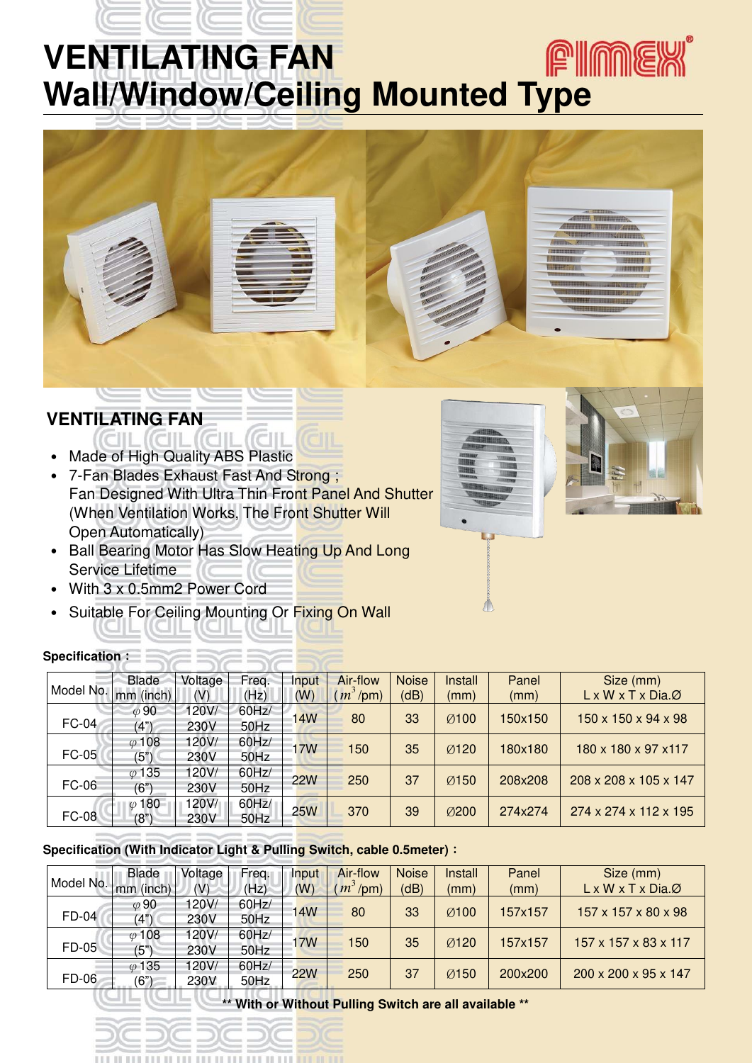# VENTILATING FAN
# Wall/Window/Ceiling Mounted Type

FIMEX®

## VENTILATING FAN

- Made of High Quality ABS Plastic
- 7-Fan Blades Exhaust Fast And Strong ; Fan Designed With Ultra Thin Front Panel And Shutter (When Ventilation Works, The Front Shutter Will Open Automatically)
- Ball Bearing Motor Has Slow Heating Up And Long Service Lifetime
- With 3 x 0.5mm2 Power Cord
- Suitable For Ceiling Mounting Or Fixing On Wall

**Specification :**

| Model No. | Blade mm (inch) | Voltage (V) | Freq. (Hz) | Input (W) | Air-flow ($m^3$/pm) | Noise (dB) | Install (mm) | Panel (mm) | Size (mm) L x W x T x Dia.Ø |
|---|---|---|---|---|---|---|---|---|---|
| FC-04 | φ 90 (4") | 120V/ 230V | 60Hz/ 50Hz | 14W | 80 | 33 | Ø100 | 150x150 | 150 x 150 x 94 x 98 |
| FC-05 | φ 108 (5") | 120V/ 230V | 60Hz/ 50Hz | 17W | 150 | 35 | Ø120 | 180x180 | 180 x 180 x 97 x117 |
| FC-06 | φ 135 (6") | 120V/ 230V | 60Hz/ 50Hz | 22W | 250 | 37 | Ø150 | 208x208 | 208 x 208 x 105 x 147 |
| FC-08 | φ 180 (8") | 120V/ 230V | 60Hz/ 50Hz | 25W | 370 | 39 | Ø200 | 274x274 | 274 x 274 x 112 x 195 |

**Specification (With Indicator Light & Pulling Switch, cable 0.5meter) :**

| Model No. | Blade mm (inch) | Voltage (V) | Freq. (Hz) | Input (W) | Air-flow ($m^3$/pm) | Noise (dB) | Install (mm) | Panel (mm) | Size (mm) L x W x T x Dia.Ø |
|---|---|---|---|---|---|---|---|---|---|
| FD-04 | φ 90 (4") | 120V/ 230V | 60Hz/ 50Hz | 14W | 80 | 33 | Ø100 | 157x157 | 157 x 157 x 80 x 98 |
| FD-05 | φ 108 (5") | 120V/ 230V | 60Hz/ 50Hz | 17W | 150 | 35 | Ø120 | 157x157 | 157 x 157 x 83 x 117 |
| FD-06 | φ 135 (6") | 120V/ 230V | 60Hz/ 50Hz | 22W | 250 | 37 | Ø150 | 200x200 | 200 x 200 x 95 x 147 |

**\*\* With or Without Pulling Switch are all available \*\***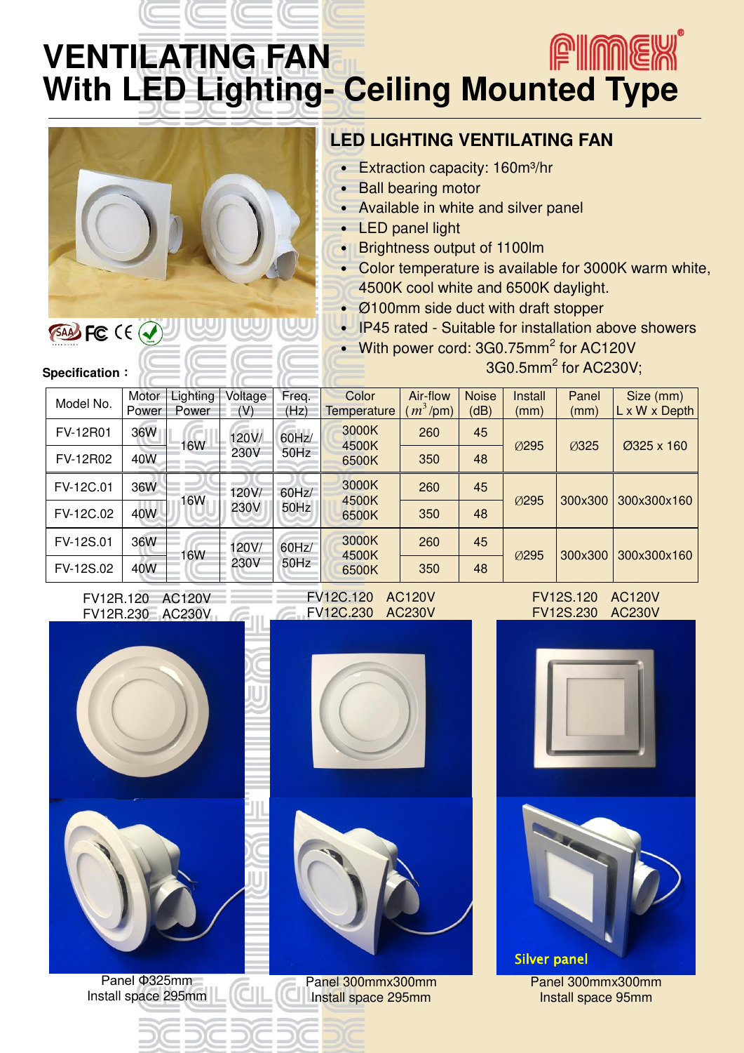# VENTILATING FAN
# With LED Lighting- Ceiling Mounted Type

## LED LIGHTING VENTILATING FAN

- Extraction capacity: 160m³/hr
- Ball bearing motor
- Available in white and silver panel
- LED panel light
- Brightness output of 1100lm
- Color temperature is available for 3000K warm white, 4500K cool white and 6500K daylight.
- Ø100mm side duct with draft stopper
- IP45 rated - Suitable for installation above showers
- With power cord: 3G0.75mm$^2$ for AC120V
  3G0.5mm$^2$ for AC230V;

**Specification：**

| Model No. | Motor Power | Lighting Power | Voltage (V) | Freq. (Hz) | Color Temperature | Air-flow ($m^3$/pm) | Noise (dB) | Install (mm) | Panel (mm) | Size (mm) L x W x Depth |
|---|---|---|---|---|---|---|---|---|---|---|
| FV-12R01 | 36W | 16W | 120V/ 230V | 60Hz/ 50Hz | 3000K 4500K 6500K | 260 | 45 | Ø295 | Ø325 | Ø325 x 160 |
| FV-12R02 | 40W | | | | | 350 | 48 | | | |
| FV-12C.01 | 36W | 16W | 120V/ 230V | 60Hz/ 50Hz | 3000K 4500K 6500K | 260 | 45 | Ø295 | 300x300 | 300x300x160 |
| FV-12C.02 | 40W | | | | | 350 | 48 | | | |
| FV-12S.01 | 36W | 16W | 120V/ 230V | 60Hz/ 50Hz | 3000K 4500K 6500K | 260 | 45 | Ø295 | 300x300 | 300x300x160 |
| FV-12S.02 | 40W | | | | | 350 | 48 | | | |

FV12R.120 AC120V
FV12R.230 AC230V

Panel Φ325mm
Install space 295mm

FV12C.120 AC120V
FV12C.230 AC230V

Panel 300mmx300mm
Install space 295mm

FV12S.120 AC120V
FV12S.230 AC230V

Silver panel

Panel 300mmx300mm
Install space 95mm